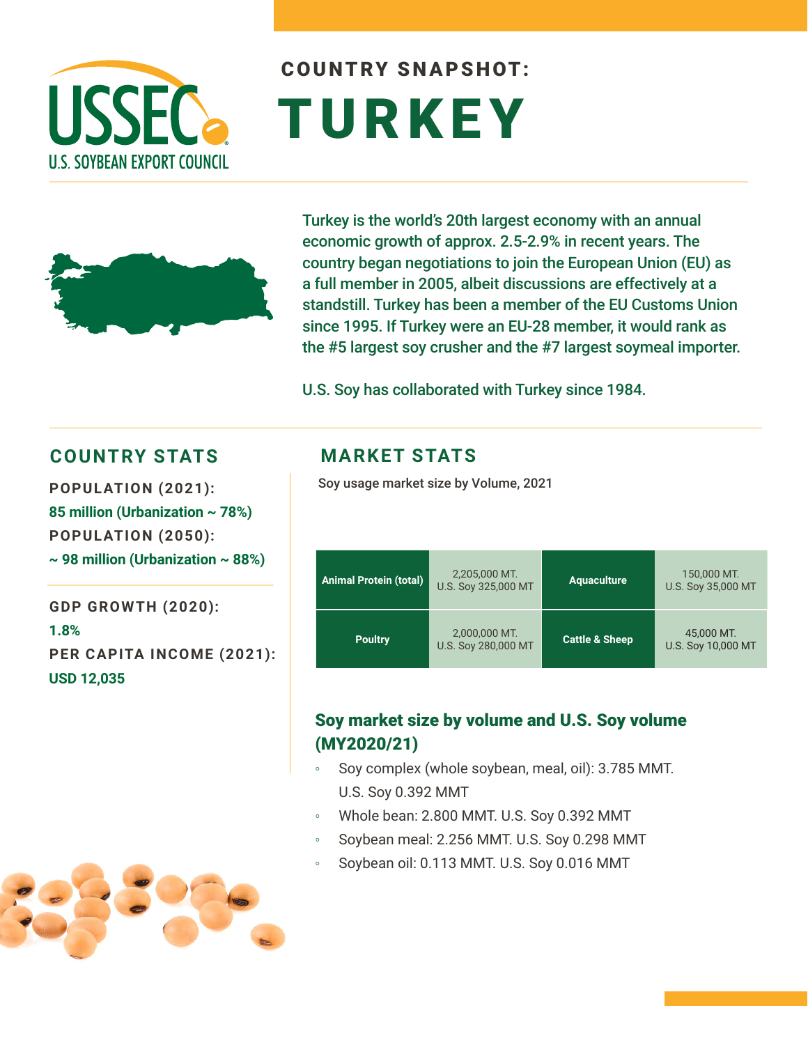USSEC
U.S. SOYBEAN EXPORT COUNCIL

## COUNTRY SNAPSHOT:

# TURKEY

Turkey is the world's 20th largest economy with an annual economic growth of approx. 2.5-2.9% in recent years. The country began negotiations to join the European Union (EU) as a full member in 2005, albeit discussions are effectively at a standstill. Turkey has been a member of the EU Customs Union since 1995. If Turkey were an EU-28 member, it would rank as the #5 largest soy crusher and the #7 largest soymeal importer.

U.S. Soy has collaborated with Turkey since 1984.

## COUNTRY STATS

**POPULATION (2021):**
85 million (Urbanization ~ 78%)

**POPULATION (2050):**
~ 98 million (Urbanization ~ 88%)

**GDP GROWTH (2020):**
1.8%

**PER CAPITA INCOME (2021):**
USD 12,035

## MARKET STATS

Soy usage market size by Volume, 2021

| Animal Protein (total) | 2,205,000 MT. U.S. Soy 325,000 MT | Aquaculture | 150,000 MT. U.S. Soy 35,000 MT |
|---|---|---|---|
| Poultry | 2,000,000 MT. U.S. Soy 280,000 MT | Cattle & Sheep | 45,000 MT. U.S. Soy 10,000 MT |

### Soy market size by volume and U.S. Soy volume (MY2020/21)

- Soy complex (whole soybean, meal, oil): 3.785 MMT. U.S. Soy 0.392 MMT
- Whole bean: 2.800 MMT. U.S. Soy 0.392 MMT
- Soybean meal: 2.256 MMT. U.S. Soy 0.298 MMT
- Soybean oil: 0.113 MMT. U.S. Soy 0.016 MMT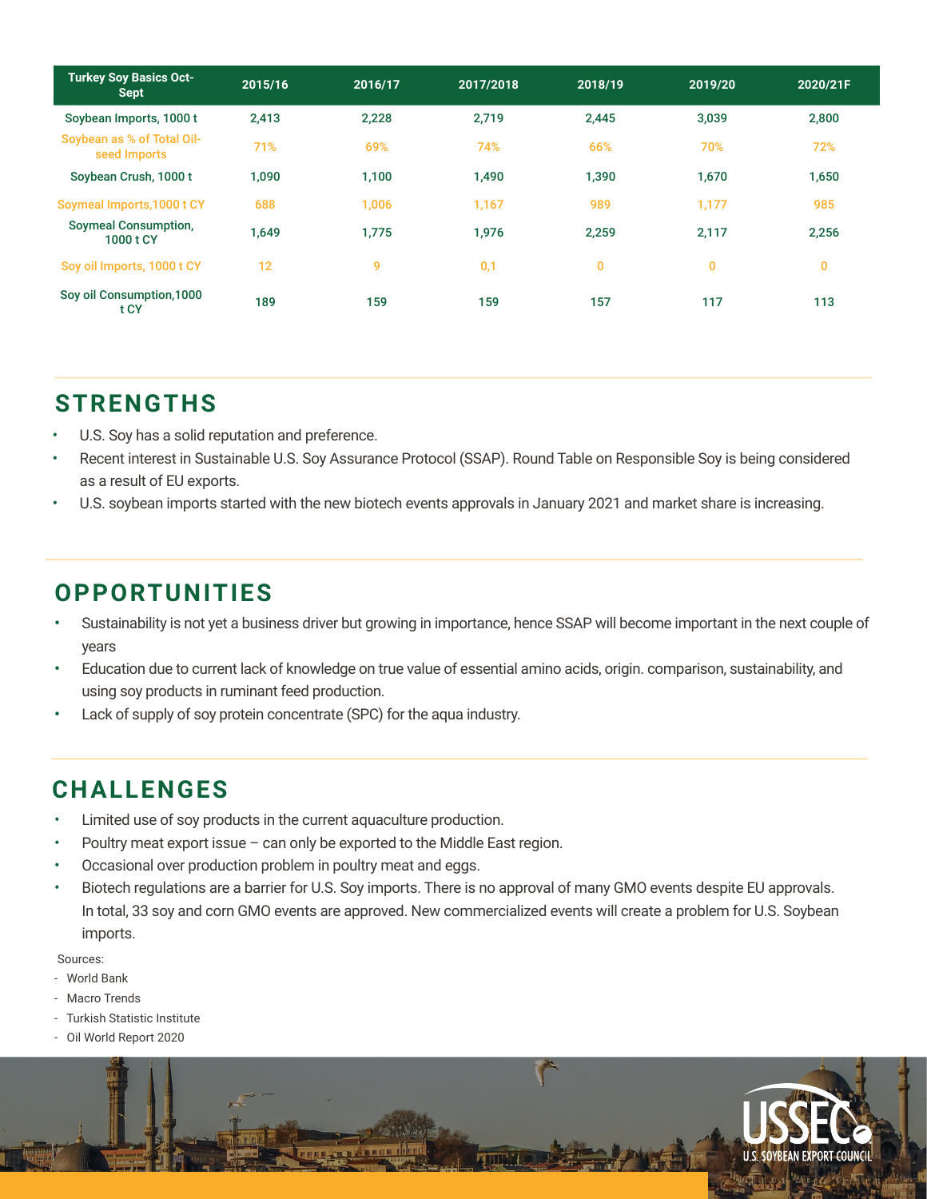| Turkey Soy Basics Oct-Sept | 2015/16 | 2016/17 | 2017/2018 | 2018/19 | 2019/20 | 2020/21F |
|---|---|---|---|---|---|---|
| Soybean Imports, 1000 t | 2,413 | 2,228 | 2,719 | 2,445 | 3,039 | 2,800 |
| Soybean as % of Total Oil-seed Imports | 71% | 69% | 74% | 66% | 70% | 72% |
| Soybean Crush, 1000 t | 1,090 | 1,100 | 1,490 | 1,390 | 1,670 | 1,650 |
| Soymeal Imports,1000 t CY | 688 | 1,006 | 1,167 | 989 | 1,177 | 985 |
| Soymeal Consumption, 1000 t CY | 1,649 | 1,775 | 1,976 | 2,259 | 2,117 | 2,256 |
| Soy oil Imports, 1000 t CY | 12 | 9 | 0,1 | 0 | 0 | 0 |
| Soy oil Consumption,1000 t CY | 189 | 159 | 159 | 157 | 117 | 113 |

## STRENGTHS

- U.S. Soy has a solid reputation and preference.
- Recent interest in Sustainable U.S. Soy Assurance Protocol (SSAP). Round Table on Responsible Soy is being considered as a result of EU exports.
- U.S. soybean imports started with the new biotech events approvals in January 2021 and market share is increasing.

## OPPORTUNITIES

- Sustainability is not yet a business driver but growing in importance, hence SSAP will become important in the next couple of years
- Education due to current lack of knowledge on true value of essential amino acids, origin. comparison, sustainability, and using soy products in ruminant feed production.
- Lack of supply of soy protein concentrate (SPC) for the aqua industry.

## CHALLENGES

- Limited use of soy products in the current aquaculture production.
- Poultry meat export issue – can only be exported to the Middle East region.
- Occasional over production problem in poultry meat and eggs.
- Biotech regulations are a barrier for U.S. Soy imports. There is no approval of many GMO events despite EU approvals. In total, 33 soy and corn GMO events are approved. New commercialized events will create a problem for U.S. Soybean imports.

Sources:
- World Bank
- Macro Trends
- Turkish Statistic Institute
- Oil World Report 2020

USSEC U.S. SOYBEAN EXPORT COUNCIL